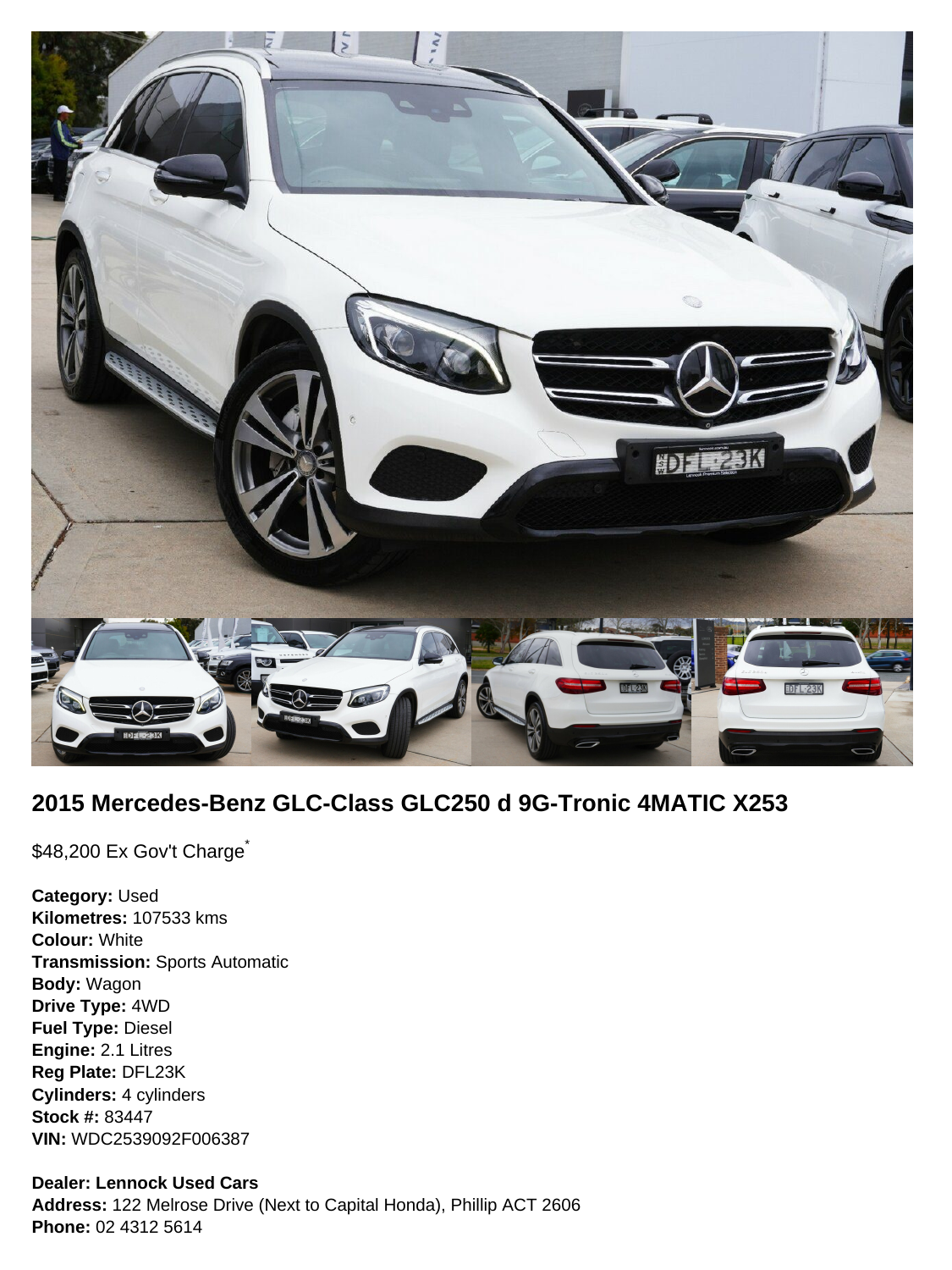# 2015 Mercedes-Benz GLC-Class GLC250 d 9G-Tronic 4MATIC X253

$48,200 Ex Gov't Charge*

**Category:** Used
**Kilometres:** 107533 kms
**Colour:** White
**Transmission:** Sports Automatic
**Body:** Wagon
**Drive Type:** 4WD
**Fuel Type:** Diesel
**Engine:** 2.1 Litres
**Reg Plate:** DFL23K
**Cylinders:** 4 cylinders
**Stock #:** 83447
**VIN:** WDC2539092F006387

**Dealer: Lennock Used Cars**
**Address:** 122 Melrose Drive (Next to Capital Honda), Phillip ACT 2606
**Phone:** 02 4312 5614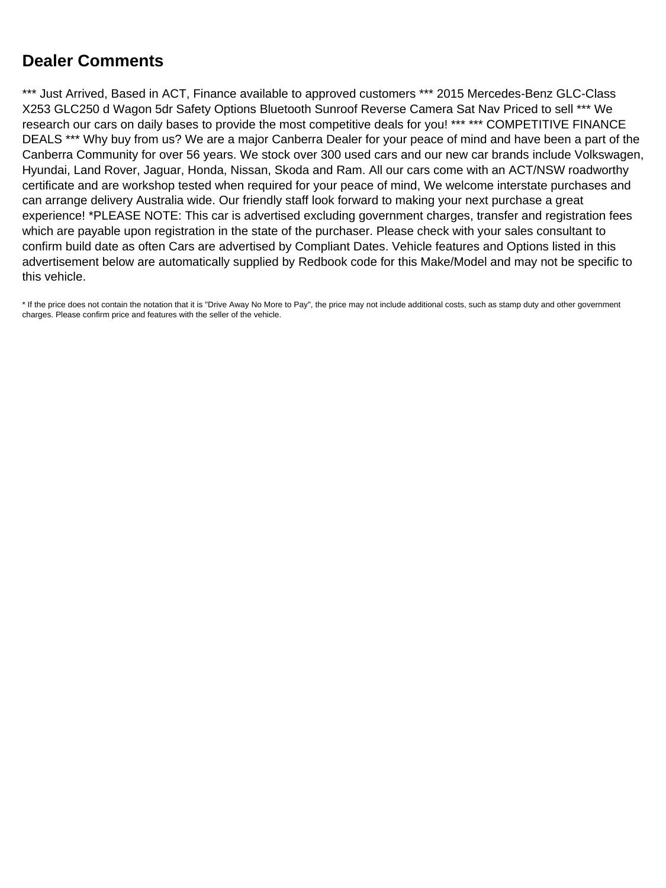## Dealer Comments

*** Just Arrived, Based in ACT, Finance available to approved customers *** 2015 Mercedes-Benz GLC-Class X253 GLC250 d Wagon 5dr Safety Options Bluetooth Sunroof Reverse Camera Sat Nav Priced to sell *** We research our cars on daily bases to provide the most competitive deals for you! *** *** COMPETITIVE FINANCE DEALS *** Why buy from us? We are a major Canberra Dealer for your peace of mind and have been a part of the Canberra Community for over 56 years. We stock over 300 used cars and our new car brands include Volkswagen, Hyundai, Land Rover, Jaguar, Honda, Nissan, Skoda and Ram. All our cars come with an ACT/NSW roadworthy certificate and are workshop tested when required for your peace of mind, We welcome interstate purchases and can arrange delivery Australia wide. Our friendly staff look forward to making your next purchase a great experience! *PLEASE NOTE: This car is advertised excluding government charges, transfer and registration fees which are payable upon registration in the state of the purchaser. Please check with your sales consultant to confirm build date as often Cars are advertised by Compliant Dates. Vehicle features and Options listed in this advertisement below are automatically supplied by Redbook code for this Make/Model and may not be specific to this vehicle.

* If the price does not contain the notation that it is "Drive Away No More to Pay", the price may not include additional costs, such as stamp duty and other government charges. Please confirm price and features with the seller of the vehicle.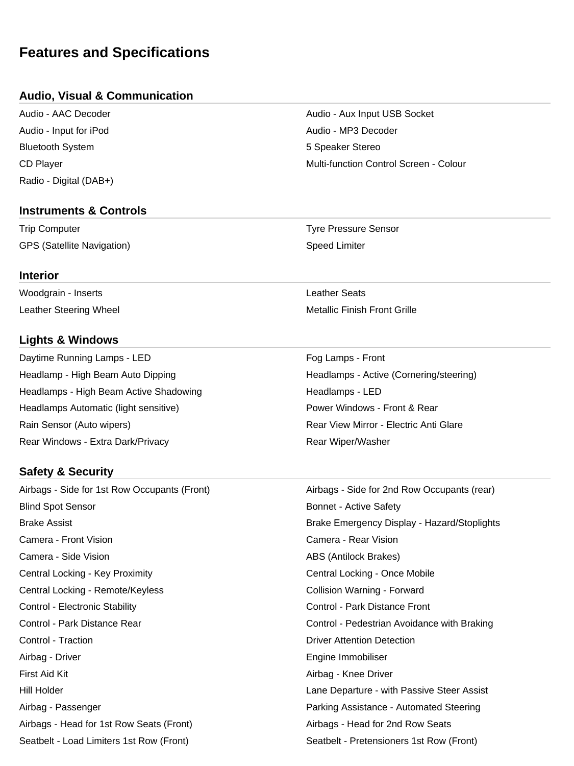# Features and Specifications

## Audio, Visual & Communication

Audio - AAC Decoder
Audio - Aux Input USB Socket
Audio - Input for iPod
Audio - MP3 Decoder
Bluetooth System
5 Speaker Stereo
CD Player
Multi-function Control Screen - Colour
Radio - Digital (DAB+)

## Instruments & Controls

Trip Computer
Tyre Pressure Sensor
GPS (Satellite Navigation)
Speed Limiter

## Interior

Woodgrain - Inserts
Leather Seats
Leather Steering Wheel
Metallic Finish Front Grille

## Lights & Windows

Daytime Running Lamps - LED
Fog Lamps - Front
Headlamp - High Beam Auto Dipping
Headlamps - Active (Cornering/steering)
Headlamps - High Beam Active Shadowing
Headlamps - LED
Headlamps Automatic (light sensitive)
Power Windows - Front & Rear
Rain Sensor (Auto wipers)
Rear View Mirror - Electric Anti Glare
Rear Windows - Extra Dark/Privacy
Rear Wiper/Washer

## Safety & Security

Airbags - Side for 1st Row Occupants (Front)
Airbags - Side for 2nd Row Occupants (rear)
Blind Spot Sensor
Bonnet - Active Safety
Brake Assist
Brake Emergency Display - Hazard/Stoplights
Camera - Front Vision
Camera - Rear Vision
Camera - Side Vision
ABS (Antilock Brakes)
Central Locking - Key Proximity
Central Locking - Once Mobile
Central Locking - Remote/Keyless
Collision Warning - Forward
Control - Electronic Stability
Control - Park Distance Front
Control - Park Distance Rear
Control - Pedestrian Avoidance with Braking
Control - Traction
Driver Attention Detection
Airbag - Driver
Engine Immobiliser
First Aid Kit
Airbag - Knee Driver
Hill Holder
Lane Departure - with Passive Steer Assist
Airbag - Passenger
Parking Assistance - Automated Steering
Airbags - Head for 1st Row Seats (Front)
Airbags - Head for 2nd Row Seats
Seatbelt - Load Limiters 1st Row (Front)
Seatbelt - Pretensioners 1st Row (Front)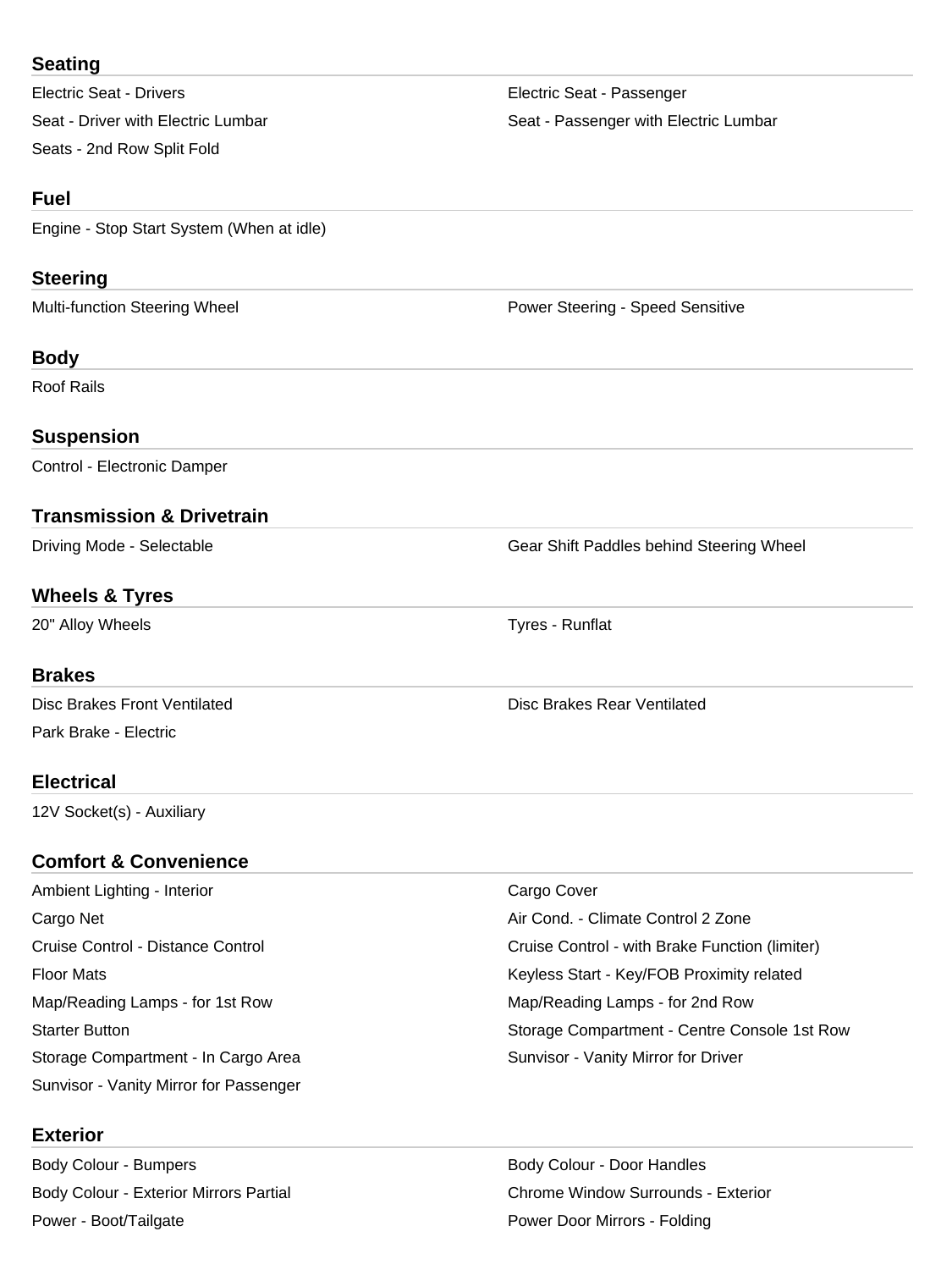## Seating

- Electric Seat - Drivers
- Electric Seat - Passenger
- Seat - Driver with Electric Lumbar
- Seat - Passenger with Electric Lumbar
- Seats - 2nd Row Split Fold

## Fuel

- Engine - Stop Start System (When at idle)

## Steering

- Multi-function Steering Wheel
- Power Steering - Speed Sensitive

## Body

- Roof Rails

## Suspension

- Control - Electronic Damper

## Transmission & Drivetrain

- Driving Mode - Selectable
- Gear Shift Paddles behind Steering Wheel

## Wheels & Tyres

- 20" Alloy Wheels
- Tyres - Runflat

## Brakes

- Disc Brakes Front Ventilated
- Disc Brakes Rear Ventilated
- Park Brake - Electric

## Electrical

- 12V Socket(s) - Auxiliary

## Comfort & Convenience

- Ambient Lighting - Interior
- Cargo Cover
- Cargo Net
- Air Cond. - Climate Control 2 Zone
- Cruise Control - Distance Control
- Cruise Control - with Brake Function (limiter)
- Floor Mats
- Keyless Start - Key/FOB Proximity related
- Map/Reading Lamps - for 1st Row
- Map/Reading Lamps - for 2nd Row
- Starter Button
- Storage Compartment - Centre Console 1st Row
- Storage Compartment - In Cargo Area
- Sunvisor - Vanity Mirror for Driver
- Sunvisor - Vanity Mirror for Passenger

## Exterior

- Body Colour - Bumpers
- Body Colour - Door Handles
- Body Colour - Exterior Mirrors Partial
- Chrome Window Surrounds - Exterior
- Power - Boot/Tailgate
- Power Door Mirrors - Folding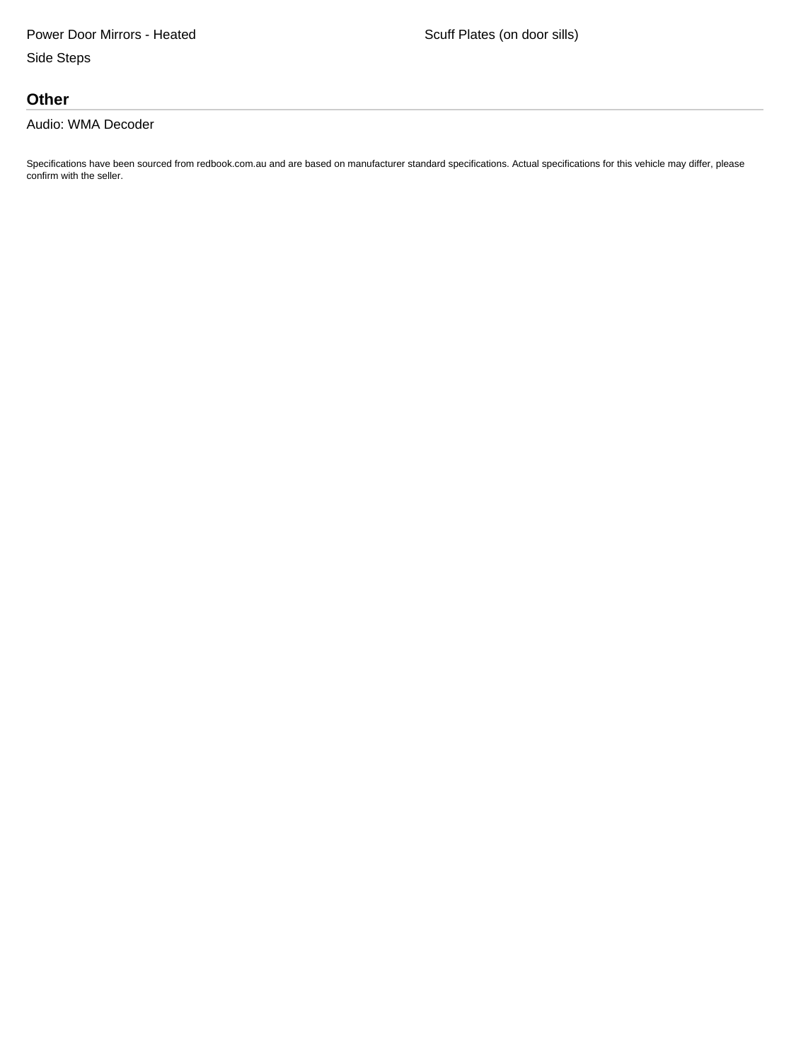Power Door Mirrors - Heated

Scuff Plates (on door sills)

Side Steps

## Other

Audio: WMA Decoder

Specifications have been sourced from redbook.com.au and are based on manufacturer standard specifications. Actual specifications for this vehicle may differ, please confirm with the seller.